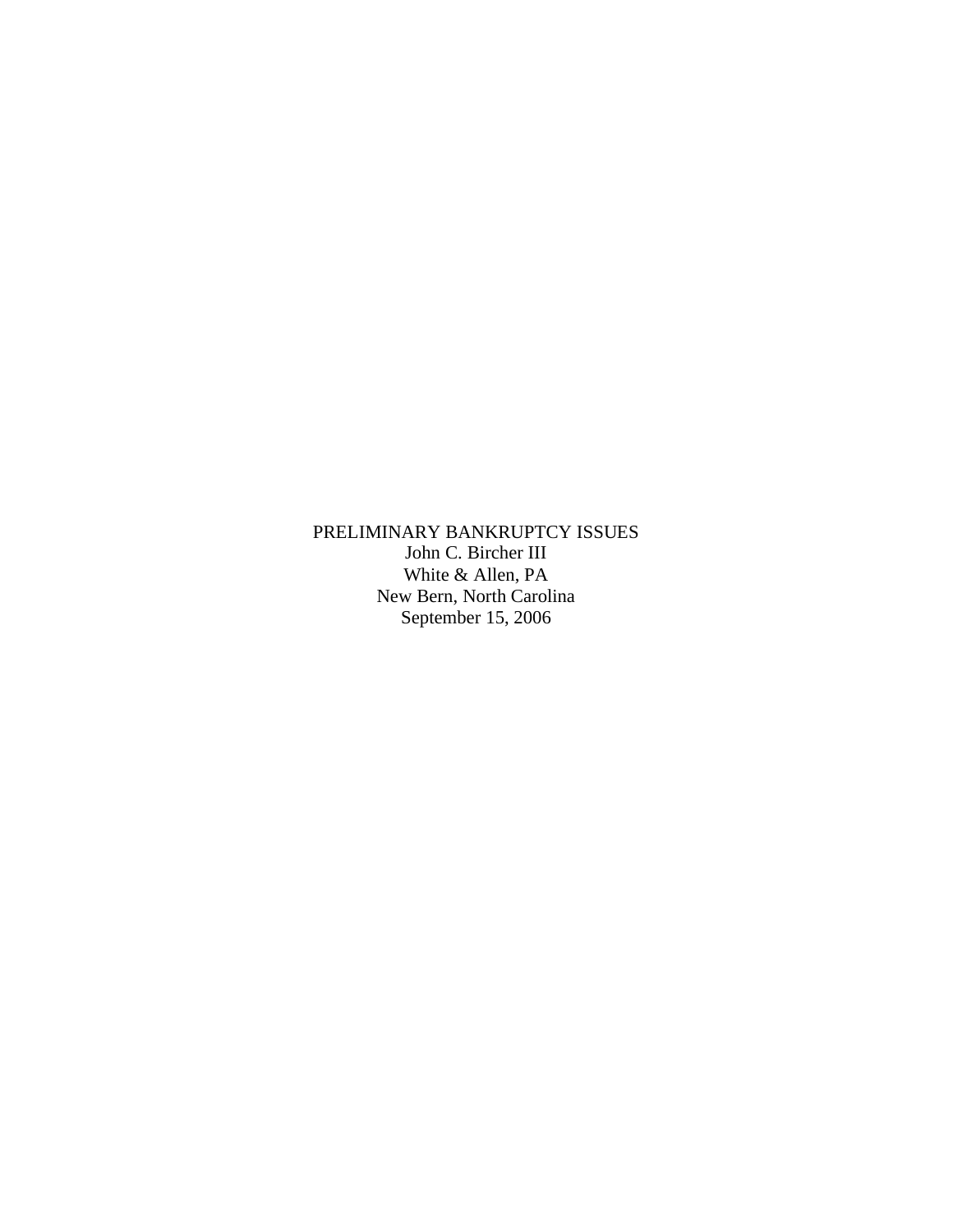# PRELIMINARY BANKRUPTCY ISSUES

John C. Bircher III
White & Allen, PA
New Bern, North Carolina
September 15, 2006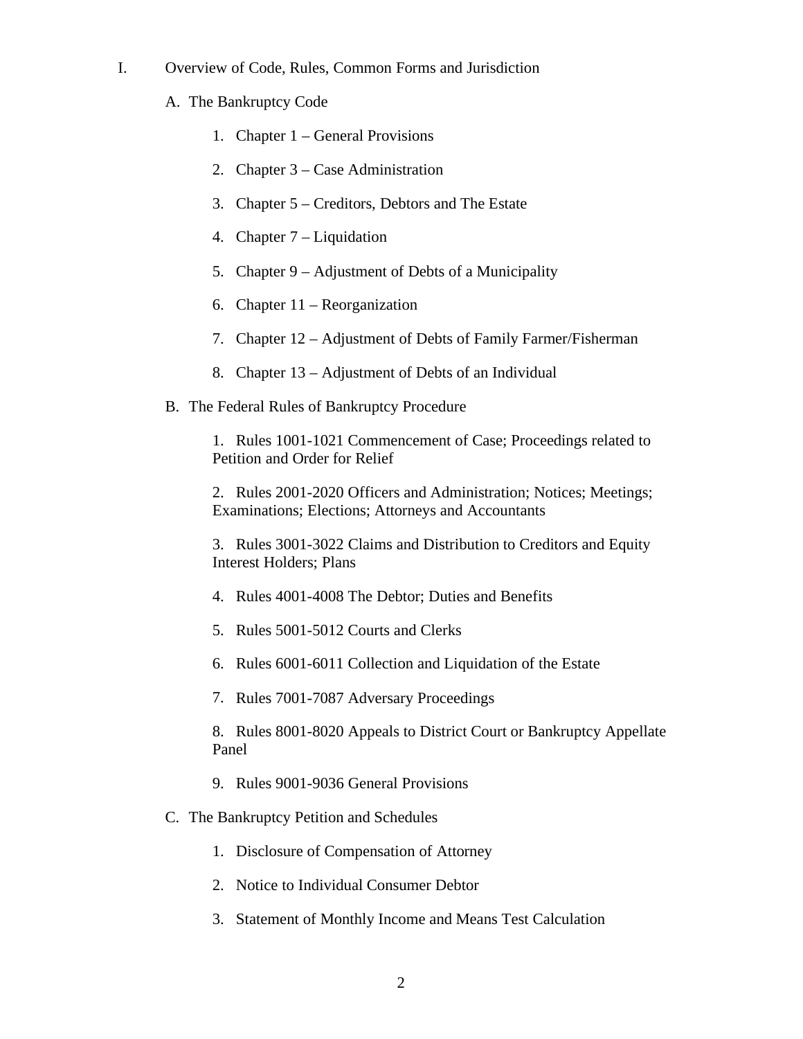I. Overview of Code, Rules, Common Forms and Jurisdiction

   A. The Bankruptcy Code

      1. Chapter 1 – General Provisions

      2. Chapter 3 – Case Administration

      3. Chapter 5 – Creditors, Debtors and The Estate

      4. Chapter 7 – Liquidation

      5. Chapter 9 – Adjustment of Debts of a Municipality

      6. Chapter 11 – Reorganization

      7. Chapter 12 – Adjustment of Debts of Family Farmer/Fisherman

      8. Chapter 13 – Adjustment of Debts of an Individual

   B. The Federal Rules of Bankruptcy Procedure

      1. Rules 1001-1021 Commencement of Case; Proceedings related to Petition and Order for Relief

      2. Rules 2001-2020 Officers and Administration; Notices; Meetings; Examinations; Elections; Attorneys and Accountants

      3. Rules 3001-3022 Claims and Distribution to Creditors and Equity Interest Holders; Plans

      4. Rules 4001-4008 The Debtor; Duties and Benefits

      5. Rules 5001-5012 Courts and Clerks

      6. Rules 6001-6011 Collection and Liquidation of the Estate

      7. Rules 7001-7087 Adversary Proceedings

      8. Rules 8001-8020 Appeals to District Court or Bankruptcy Appellate Panel

      9. Rules 9001-9036 General Provisions

   C. The Bankruptcy Petition and Schedules

      1. Disclosure of Compensation of Attorney

      2. Notice to Individual Consumer Debtor

      3. Statement of Monthly Income and Means Test Calculation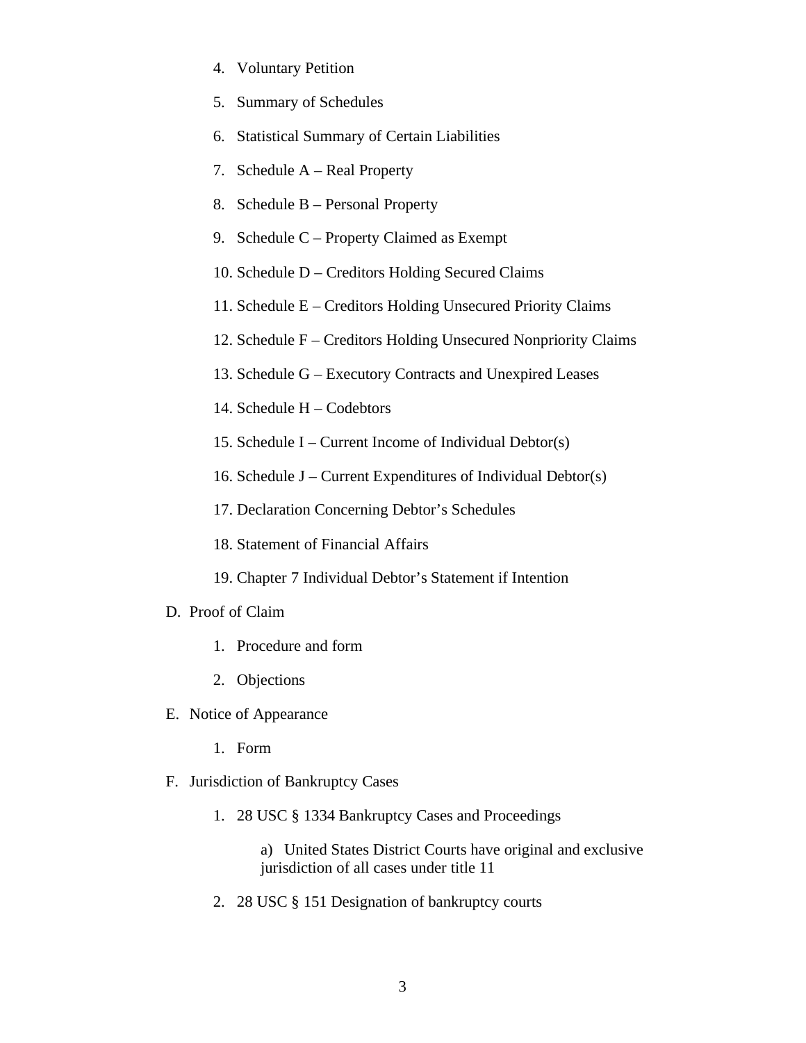4. Voluntary Petition

5. Summary of Schedules

6. Statistical Summary of Certain Liabilities

7. Schedule A – Real Property

8. Schedule B – Personal Property

9. Schedule C – Property Claimed as Exempt

10. Schedule D – Creditors Holding Secured Claims

11. Schedule E – Creditors Holding Unsecured Priority Claims

12. Schedule F – Creditors Holding Unsecured Nonpriority Claims

13. Schedule G – Executory Contracts and Unexpired Leases

14. Schedule H – Codebtors

15. Schedule I – Current Income of Individual Debtor(s)

16. Schedule J – Current Expenditures of Individual Debtor(s)

17. Declaration Concerning Debtor's Schedules

18. Statement of Financial Affairs

19. Chapter 7 Individual Debtor's Statement if Intention

D. Proof of Claim

   1. Procedure and form

   2. Objections

E. Notice of Appearance

   1. Form

F. Jurisdiction of Bankruptcy Cases

   1. 28 USC § 1334 Bankruptcy Cases and Proceedings

      a) United States District Courts have original and exclusive jurisdiction of all cases under title 11

   2. 28 USC § 151 Designation of bankruptcy courts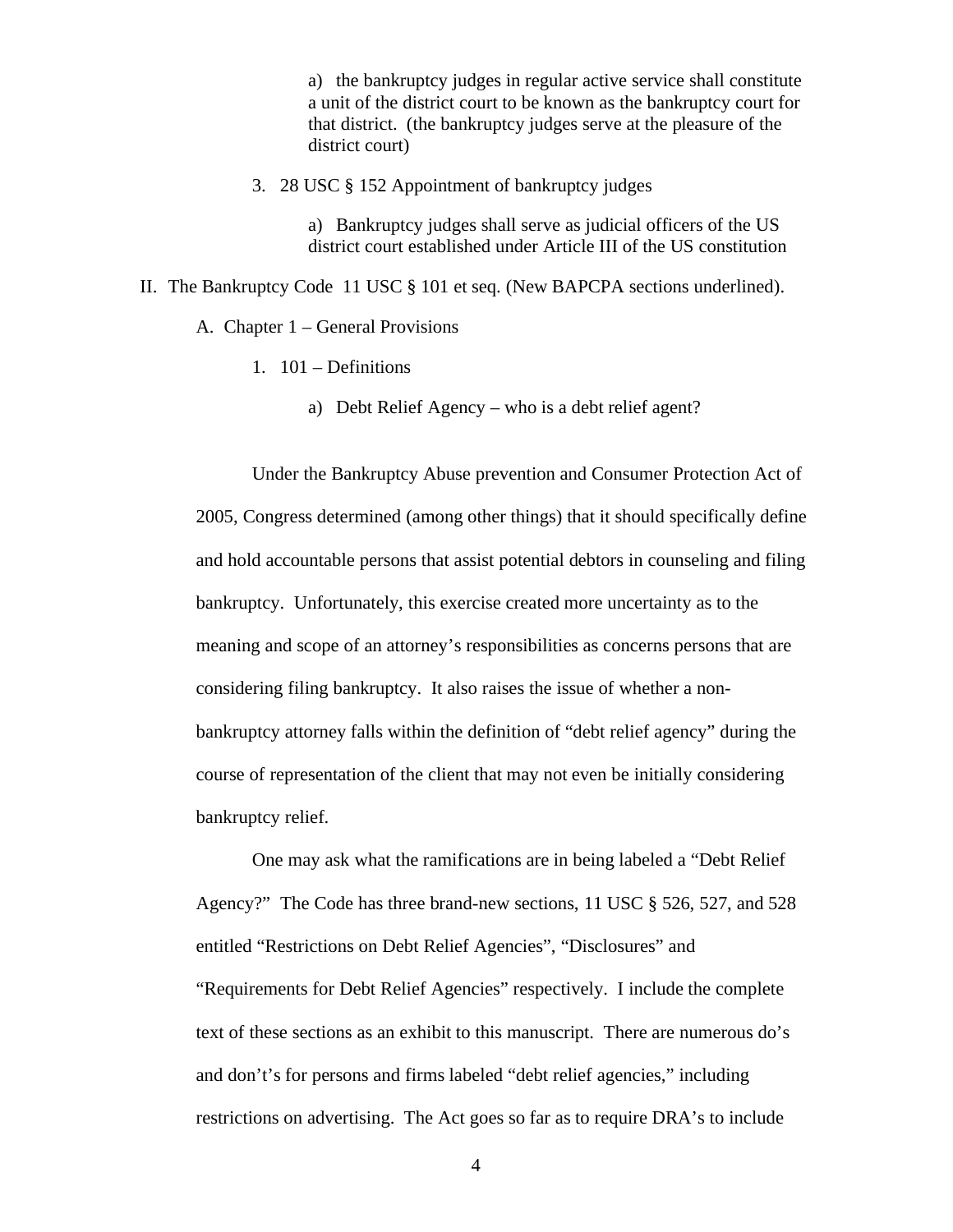a) the bankruptcy judges in regular active service shall constitute a unit of the district court to be known as the bankruptcy court for that district. (the bankruptcy judges serve at the pleasure of the district court)

3. 28 USC § 152 Appointment of bankruptcy judges

   a) Bankruptcy judges shall serve as judicial officers of the US district court established under Article III of the US constitution

II. The Bankruptcy Code 11 USC § 101 et seq. (New BAPCPA sections underlined).

   A. Chapter 1 – General Provisions

      1. 101 – Definitions

         a) Debt Relief Agency – who is a debt relief agent?

Under the Bankruptcy Abuse prevention and Consumer Protection Act of 2005, Congress determined (among other things) that it should specifically define and hold accountable persons that assist potential debtors in counseling and filing bankruptcy. Unfortunately, this exercise created more uncertainty as to the meaning and scope of an attorney's responsibilities as concerns persons that are considering filing bankruptcy. It also raises the issue of whether a non-bankruptcy attorney falls within the definition of "debt relief agency" during the course of representation of the client that may not even be initially considering bankruptcy relief.

One may ask what the ramifications are in being labeled a "Debt Relief Agency?" The Code has three brand-new sections, 11 USC § 526, 527, and 528 entitled "Restrictions on Debt Relief Agencies", "Disclosures" and "Requirements for Debt Relief Agencies" respectively. I include the complete text of these sections as an exhibit to this manuscript. There are numerous do's and don't's for persons and firms labeled "debt relief agencies," including restrictions on advertising. The Act goes so far as to require DRA's to include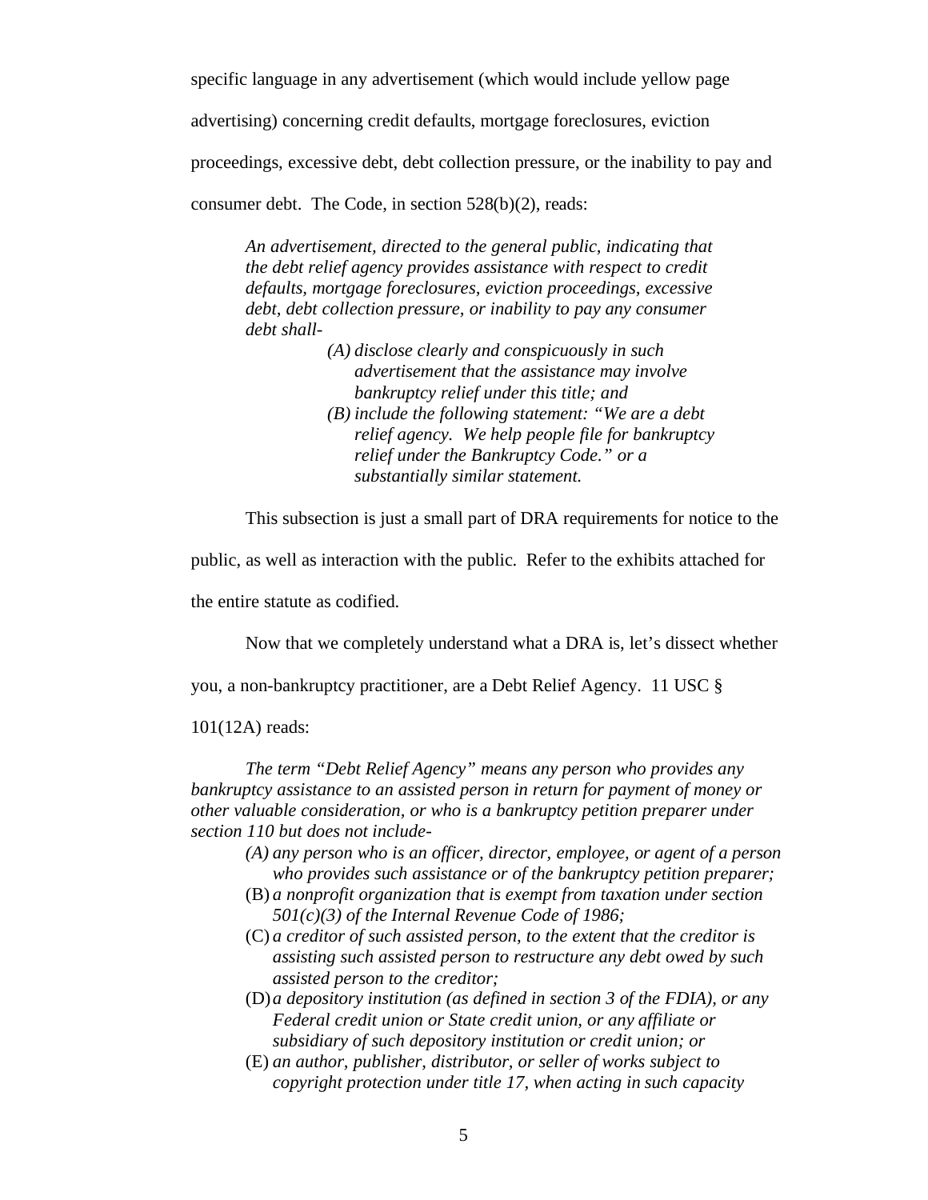specific language in any advertisement (which would include yellow page advertising) concerning credit defaults, mortgage foreclosures, eviction proceedings, excessive debt, debt collection pressure, or the inability to pay and consumer debt. The Code, in section 528(b)(2), reads:

> *An advertisement, directed to the general public, indicating that the debt relief agency provides assistance with respect to credit defaults, mortgage foreclosures, eviction proceedings, excessive debt, debt collection pressure, or inability to pay any consumer debt shall-*
>
> *(A) disclose clearly and conspicuously in such advertisement that the assistance may involve bankruptcy relief under this title; and*
>
> *(B) include the following statement: "We are a debt relief agency. We help people file for bankruptcy relief under the Bankruptcy Code." or a substantially similar statement.*

This subsection is just a small part of DRA requirements for notice to the public, as well as interaction with the public. Refer to the exhibits attached for the entire statute as codified.

Now that we completely understand what a DRA is, let's dissect whether you, a non-bankruptcy practitioner, are a Debt Relief Agency. 11 USC § 101(12A) reads:

> *The term "Debt Relief Agency" means any person who provides any bankruptcy assistance to an assisted person in return for payment of money or other valuable consideration, or who is a bankruptcy petition preparer under section 110 but does not include-*
>
> *(A) any person who is an officer, director, employee, or agent of a person who provides such assistance or of the bankruptcy petition preparer;*
>
> (B) *a nonprofit organization that is exempt from taxation under section 501(c)(3) of the Internal Revenue Code of 1986;*
>
> (C) *a creditor of such assisted person, to the extent that the creditor is assisting such assisted person to restructure any debt owed by such assisted person to the creditor;*
>
> (D) *a depository institution (as defined in section 3 of the FDIA), or any Federal credit union or State credit union, or any affiliate or subsidiary of such depository institution or credit union; or*
>
> (E) *an author, publisher, distributor, or seller of works subject to copyright protection under title 17, when acting in such capacity*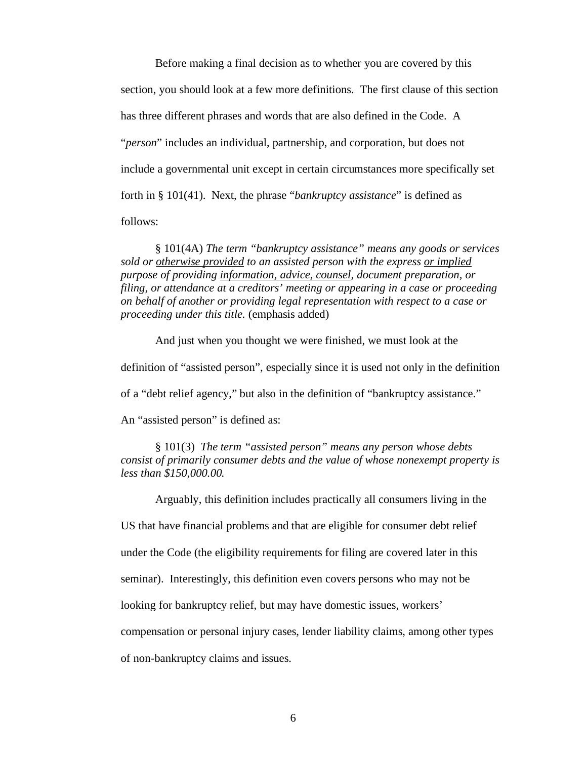Before making a final decision as to whether you are covered by this section, you should look at a few more definitions. The first clause of this section has three different phrases and words that are also defined in the Code. A "*person*" includes an individual, partnership, and corporation, but does not include a governmental unit except in certain circumstances more specifically set forth in § 101(41). Next, the phrase "*bankruptcy assistance*" is defined as follows:

> § 101(4A) *The term "bankruptcy assistance" means any goods or services sold or <u>otherwise provided</u> to an assisted person with the express <u>or implied</u> purpose of providing <u>information, advice, counsel</u>, document preparation, or filing, or attendance at a creditors' meeting or appearing in a case or proceeding on behalf of another or providing legal representation with respect to a case or proceeding under this title.* (emphasis added)

And just when you thought we were finished, we must look at the definition of "assisted person", especially since it is used not only in the definition of a "debt relief agency," but also in the definition of "bankruptcy assistance." An "assisted person" is defined as:

> § 101(3) *The term "assisted person" means any person whose debts consist of primarily consumer debts and the value of whose nonexempt property is less than $150,000.00.*

Arguably, this definition includes practically all consumers living in the US that have financial problems and that are eligible for consumer debt relief under the Code (the eligibility requirements for filing are covered later in this seminar). Interestingly, this definition even covers persons who may not be looking for bankruptcy relief, but may have domestic issues, workers' compensation or personal injury cases, lender liability claims, among other types of non-bankruptcy claims and issues.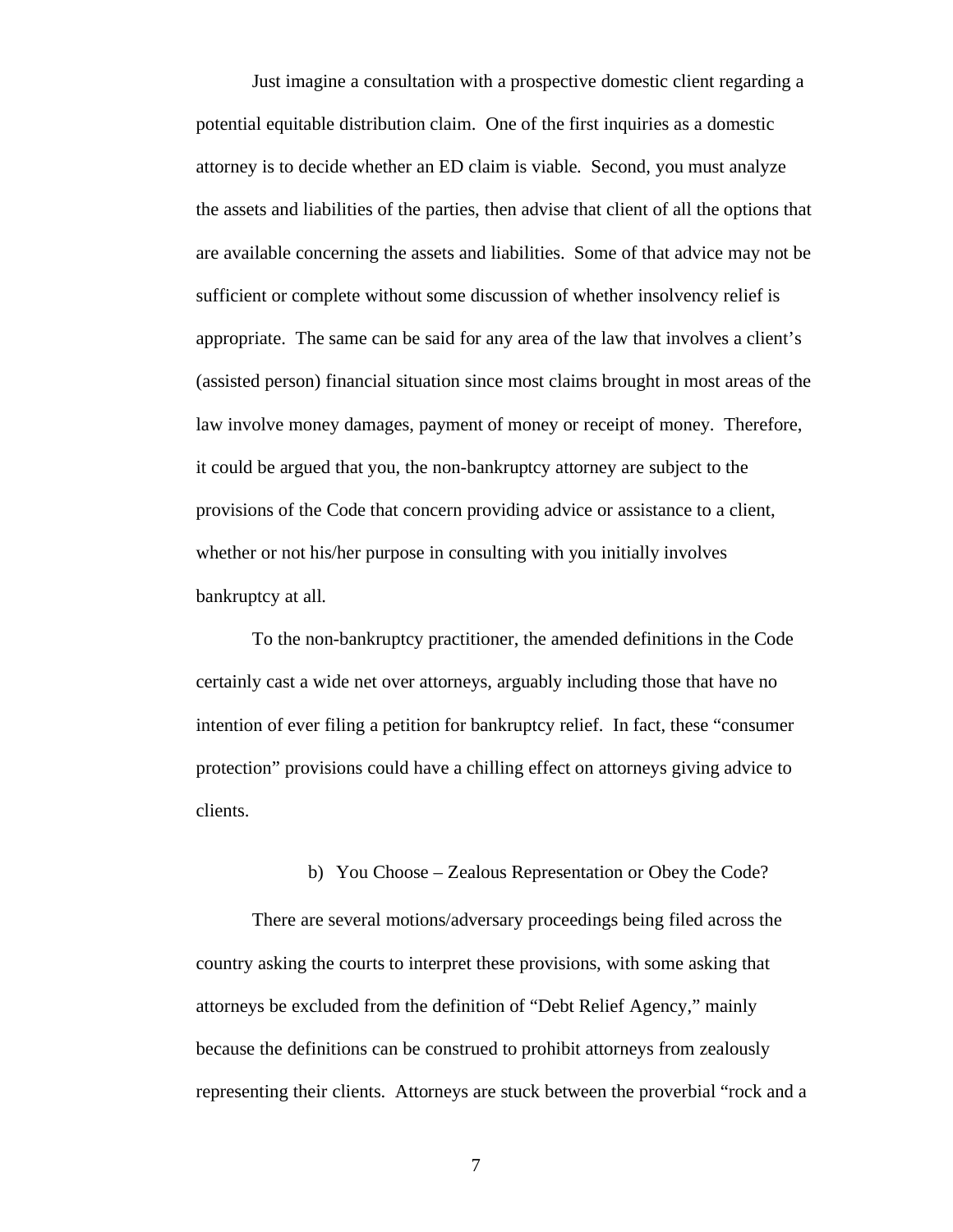Just imagine a consultation with a prospective domestic client regarding a potential equitable distribution claim. One of the first inquiries as a domestic attorney is to decide whether an ED claim is viable. Second, you must analyze the assets and liabilities of the parties, then advise that client of all the options that are available concerning the assets and liabilities. Some of that advice may not be sufficient or complete without some discussion of whether insolvency relief is appropriate. The same can be said for any area of the law that involves a client's (assisted person) financial situation since most claims brought in most areas of the law involve money damages, payment of money or receipt of money. Therefore, it could be argued that you, the non-bankruptcy attorney are subject to the provisions of the Code that concern providing advice or assistance to a client, whether or not his/her purpose in consulting with you initially involves bankruptcy at all.

To the non-bankruptcy practitioner, the amended definitions in the Code certainly cast a wide net over attorneys, arguably including those that have no intention of ever filing a petition for bankruptcy relief. In fact, these "consumer protection" provisions could have a chilling effect on attorneys giving advice to clients.

### b) You Choose – Zealous Representation or Obey the Code?

There are several motions/adversary proceedings being filed across the country asking the courts to interpret these provisions, with some asking that attorneys be excluded from the definition of "Debt Relief Agency," mainly because the definitions can be construed to prohibit attorneys from zealously representing their clients. Attorneys are stuck between the proverbial "rock and a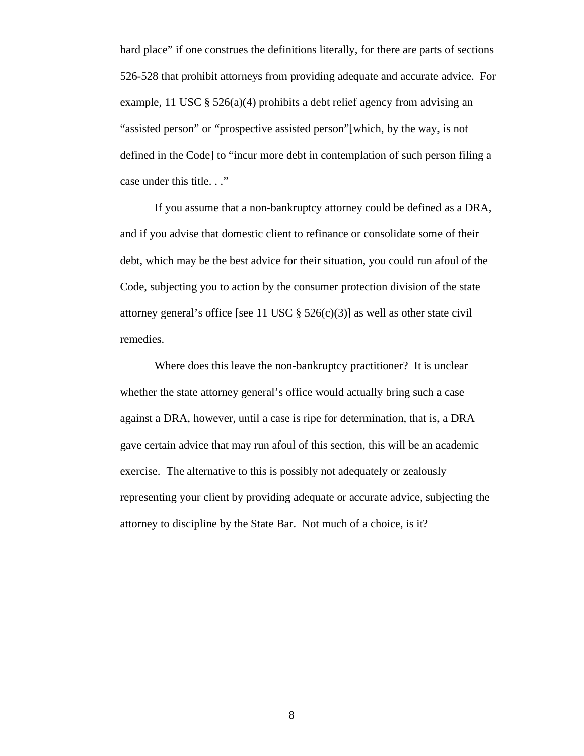hard place" if one construes the definitions literally, for there are parts of sections 526-528 that prohibit attorneys from providing adequate and accurate advice. For example, 11 USC § 526(a)(4) prohibits a debt relief agency from advising an "assisted person" or "prospective assisted person"[which, by the way, is not defined in the Code] to "incur more debt in contemplation of such person filing a case under this title. . ."

If you assume that a non-bankruptcy attorney could be defined as a DRA, and if you advise that domestic client to refinance or consolidate some of their debt, which may be the best advice for their situation, you could run afoul of the Code, subjecting you to action by the consumer protection division of the state attorney general's office [see 11 USC § 526(c)(3)] as well as other state civil remedies.

Where does this leave the non-bankruptcy practitioner? It is unclear whether the state attorney general's office would actually bring such a case against a DRA, however, until a case is ripe for determination, that is, a DRA gave certain advice that may run afoul of this section, this will be an academic exercise. The alternative to this is possibly not adequately or zealously representing your client by providing adequate or accurate advice, subjecting the attorney to discipline by the State Bar. Not much of a choice, is it?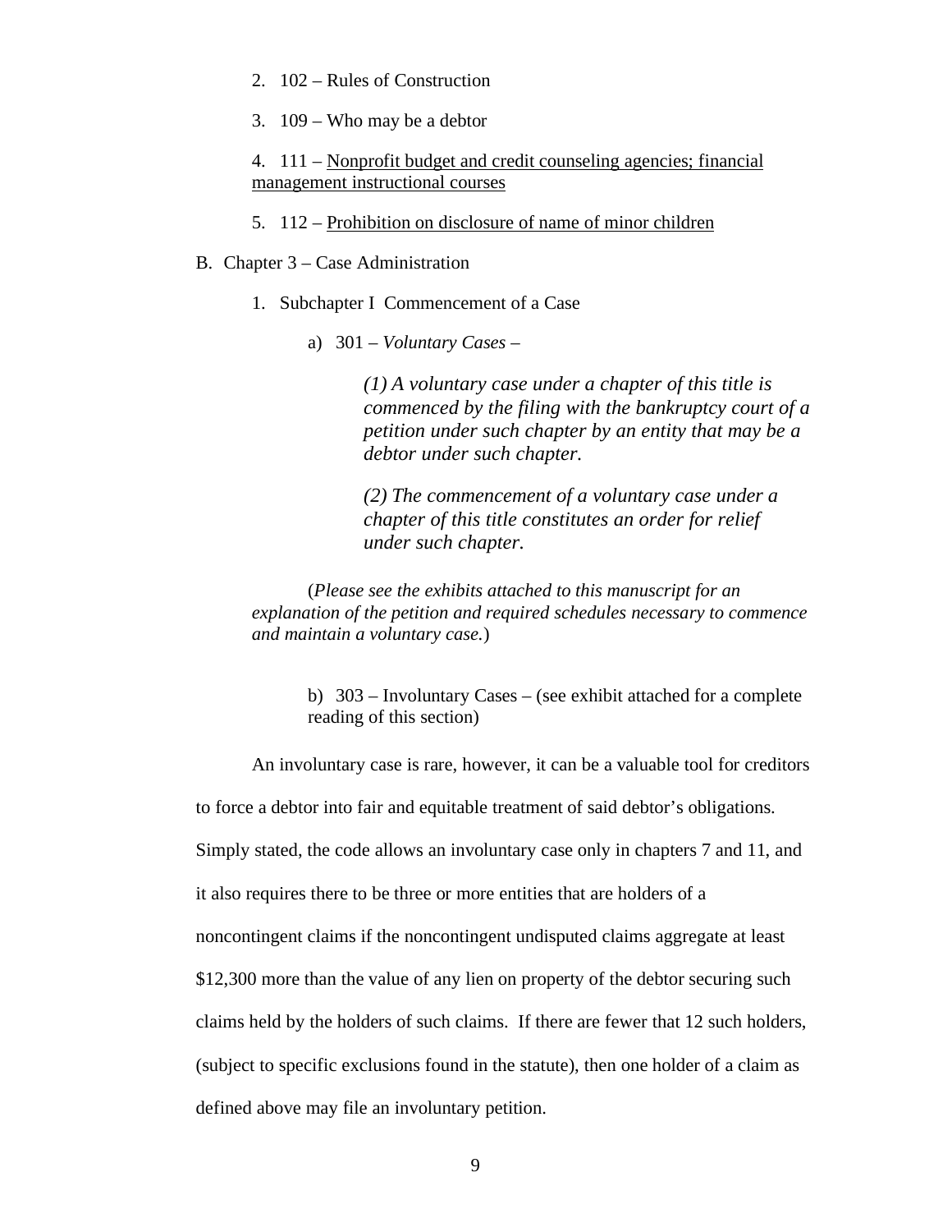2. 102 – Rules of Construction

3. 109 – Who may be a debtor

4. 111 – <u>Nonprofit budget and credit counseling agencies; financial management instructional courses</u>

5. 112 – <u>Prohibition on disclosure of name of minor children</u>

B. Chapter 3 – Case Administration

1. Subchapter I Commencement of a Case

a) 301 – *Voluntary Cases –*

> *(1) A voluntary case under a chapter of this title is commenced by the filing with the bankruptcy court of a petition under such chapter by an entity that may be a debtor under such chapter.*
>
> *(2) The commencement of a voluntary case under a chapter of this title constitutes an order for relief under such chapter.*

(*Please see the exhibits attached to this manuscript for an explanation of the petition and required schedules necessary to commence and maintain a voluntary case.*)

b) 303 – Involuntary Cases – (see exhibit attached for a complete reading of this section)

An involuntary case is rare, however, it can be a valuable tool for creditors to force a debtor into fair and equitable treatment of said debtor's obligations. Simply stated, the code allows an involuntary case only in chapters 7 and 11, and it also requires there to be three or more entities that are holders of a noncontingent claims if the noncontingent undisputed claims aggregate at least $12,300 more than the value of any lien on property of the debtor securing such claims held by the holders of such claims. If there are fewer that 12 such holders, (subject to specific exclusions found in the statute), then one holder of a claim as defined above may file an involuntary petition.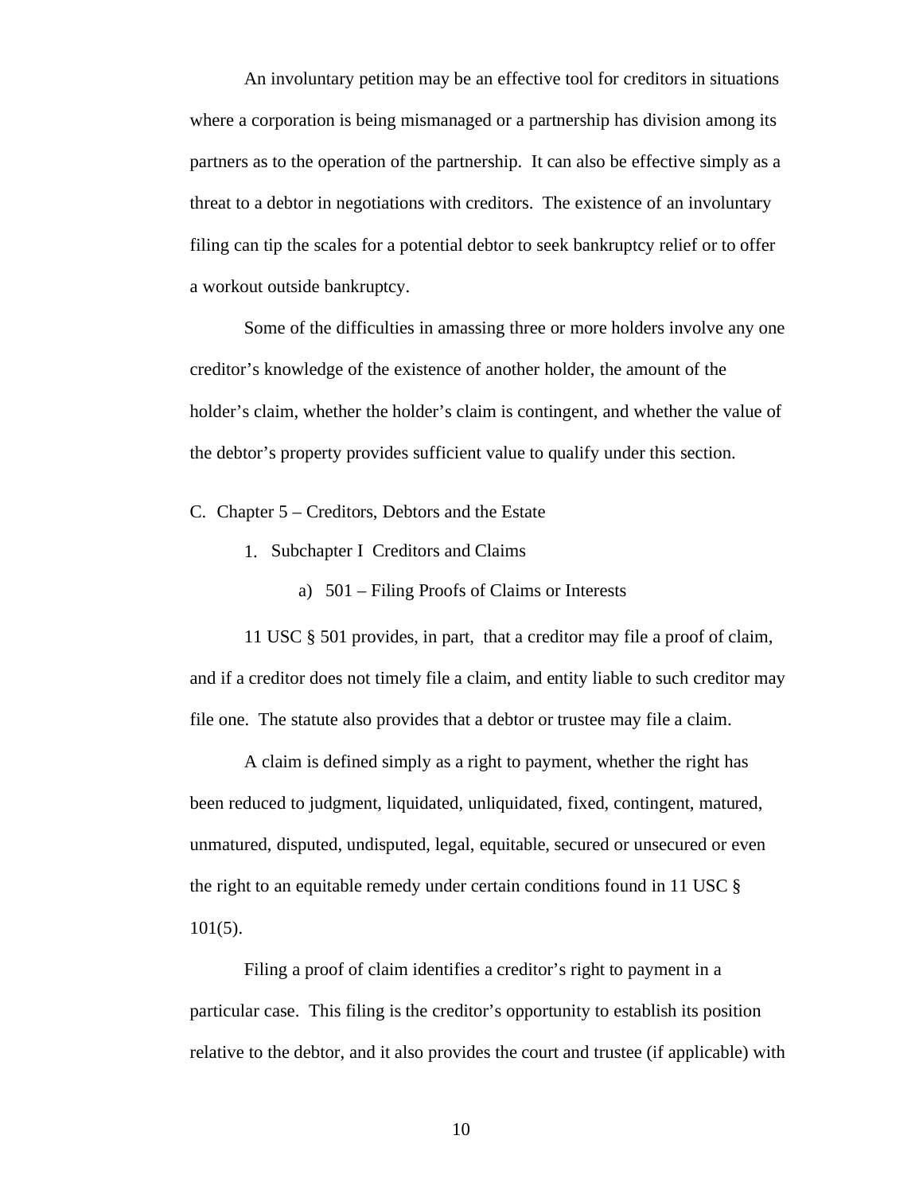An involuntary petition may be an effective tool for creditors in situations where a corporation is being mismanaged or a partnership has division among its partners as to the operation of the partnership. It can also be effective simply as a threat to a debtor in negotiations with creditors. The existence of an involuntary filing can tip the scales for a potential debtor to seek bankruptcy relief or to offer a workout outside bankruptcy.

Some of the difficulties in amassing three or more holders involve any one creditor's knowledge of the existence of another holder, the amount of the holder's claim, whether the holder's claim is contingent, and whether the value of the debtor's property provides sufficient value to qualify under this section.

## C. Chapter 5 – Creditors, Debtors and the Estate

### 1. Subchapter I Creditors and Claims

#### a) 501 – Filing Proofs of Claims or Interests

11 USC § 501 provides, in part, that a creditor may file a proof of claim, and if a creditor does not timely file a claim, and entity liable to such creditor may file one. The statute also provides that a debtor or trustee may file a claim.

A claim is defined simply as a right to payment, whether the right has been reduced to judgment, liquidated, unliquidated, fixed, contingent, matured, unmatured, disputed, undisputed, legal, equitable, secured or unsecured or even the right to an equitable remedy under certain conditions found in 11 USC § 101(5).

Filing a proof of claim identifies a creditor's right to payment in a particular case. This filing is the creditor's opportunity to establish its position relative to the debtor, and it also provides the court and trustee (if applicable) with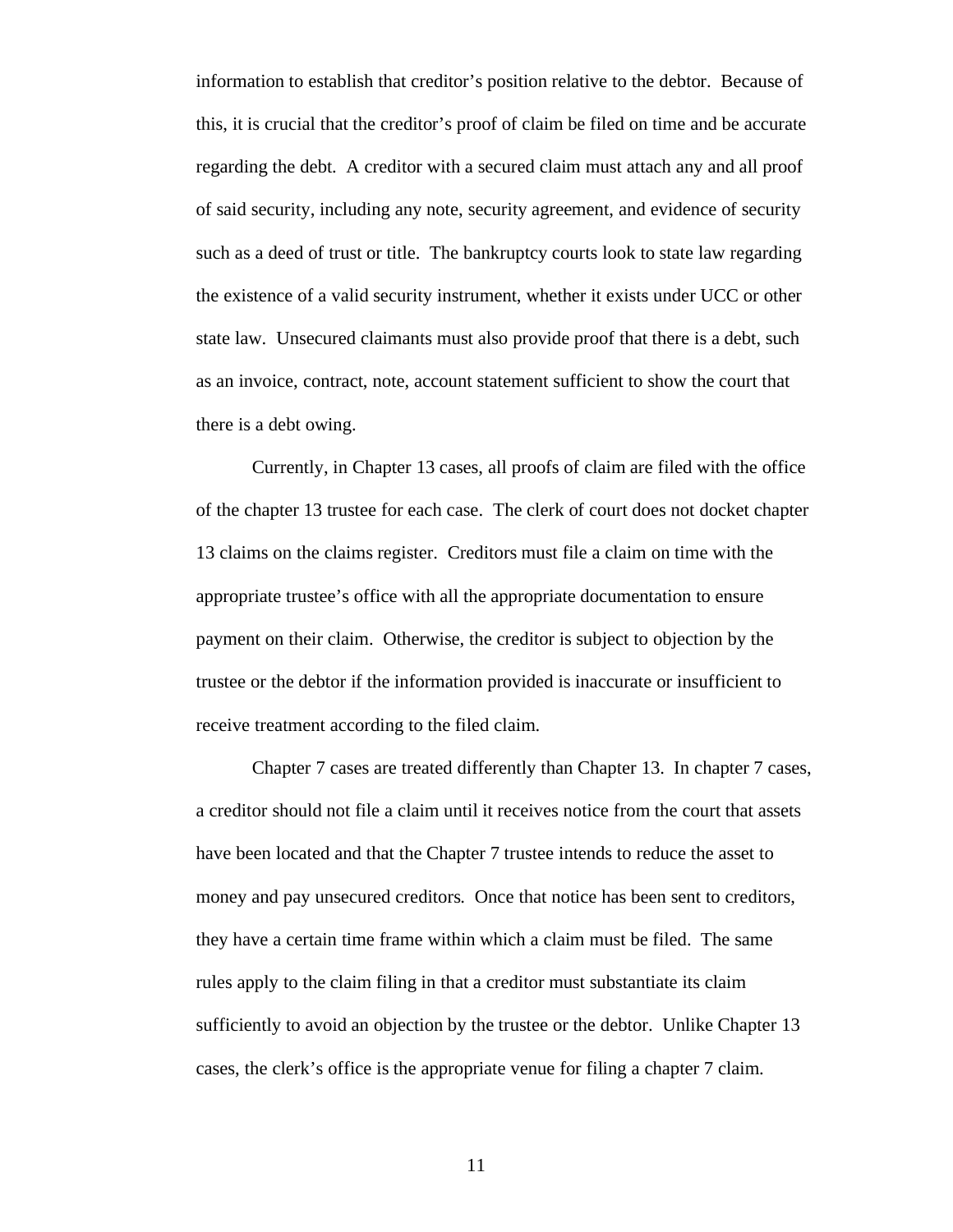information to establish that creditor's position relative to the debtor. Because of this, it is crucial that the creditor's proof of claim be filed on time and be accurate regarding the debt. A creditor with a secured claim must attach any and all proof of said security, including any note, security agreement, and evidence of security such as a deed of trust or title. The bankruptcy courts look to state law regarding the existence of a valid security instrument, whether it exists under UCC or other state law. Unsecured claimants must also provide proof that there is a debt, such as an invoice, contract, note, account statement sufficient to show the court that there is a debt owing.

Currently, in Chapter 13 cases, all proofs of claim are filed with the office of the chapter 13 trustee for each case. The clerk of court does not docket chapter 13 claims on the claims register. Creditors must file a claim on time with the appropriate trustee's office with all the appropriate documentation to ensure payment on their claim. Otherwise, the creditor is subject to objection by the trustee or the debtor if the information provided is inaccurate or insufficient to receive treatment according to the filed claim.

Chapter 7 cases are treated differently than Chapter 13. In chapter 7 cases, a creditor should not file a claim until it receives notice from the court that assets have been located and that the Chapter 7 trustee intends to reduce the asset to money and pay unsecured creditors. Once that notice has been sent to creditors, they have a certain time frame within which a claim must be filed. The same rules apply to the claim filing in that a creditor must substantiate its claim sufficiently to avoid an objection by the trustee or the debtor. Unlike Chapter 13 cases, the clerk's office is the appropriate venue for filing a chapter 7 claim.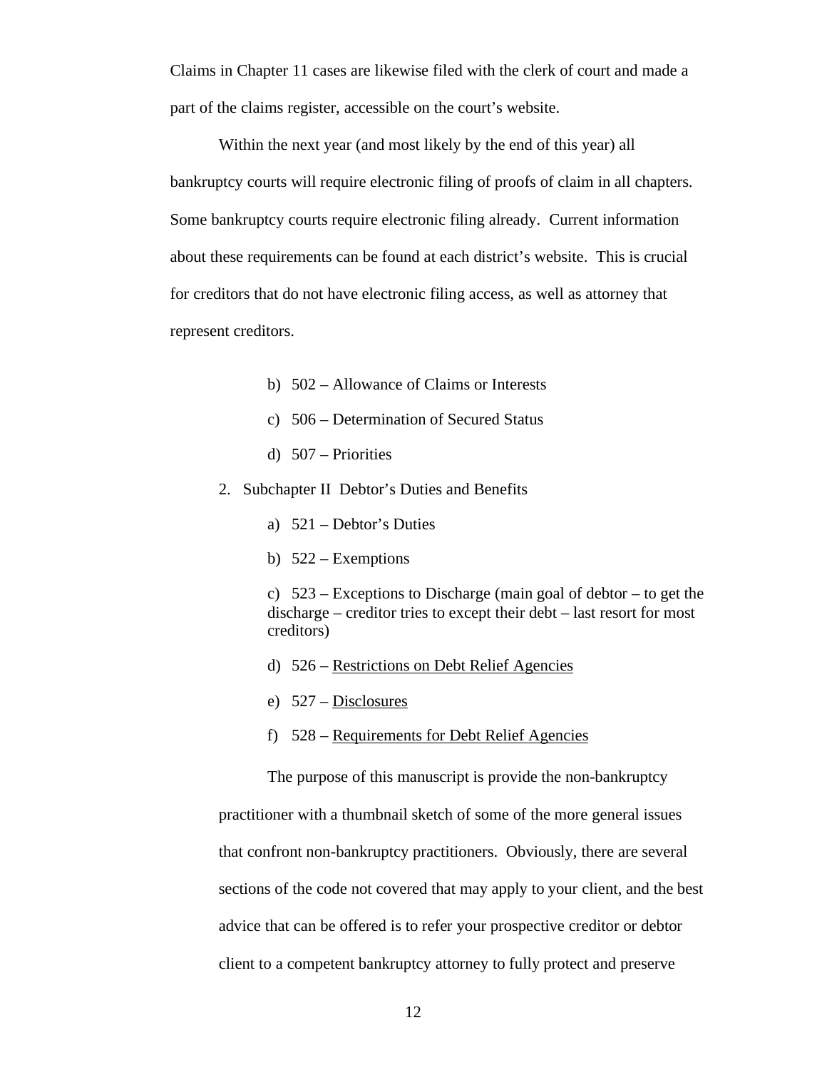Claims in Chapter 11 cases are likewise filed with the clerk of court and made a part of the claims register, accessible on the court's website.

Within the next year (and most likely by the end of this year) all bankruptcy courts will require electronic filing of proofs of claim in all chapters. Some bankruptcy courts require electronic filing already. Current information about these requirements can be found at each district's website. This is crucial for creditors that do not have electronic filing access, as well as attorney that represent creditors.

b) 502 – Allowance of Claims or Interests

c) 506 – Determination of Secured Status

d) 507 – Priorities

2. Subchapter II Debtor's Duties and Benefits

a) 521 – Debtor's Duties

b) 522 – Exemptions

c) 523 – Exceptions to Discharge (main goal of debtor – to get the discharge – creditor tries to except their debt – last resort for most creditors)

d) 526 – <u>Restrictions on Debt Relief Agencies</u>

e) 527 – <u>Disclosures</u>

f) 528 – <u>Requirements for Debt Relief Agencies</u>

The purpose of this manuscript is provide the non-bankruptcy practitioner with a thumbnail sketch of some of the more general issues that confront non-bankruptcy practitioners. Obviously, there are several sections of the code not covered that may apply to your client, and the best advice that can be offered is to refer your prospective creditor or debtor client to a competent bankruptcy attorney to fully protect and preserve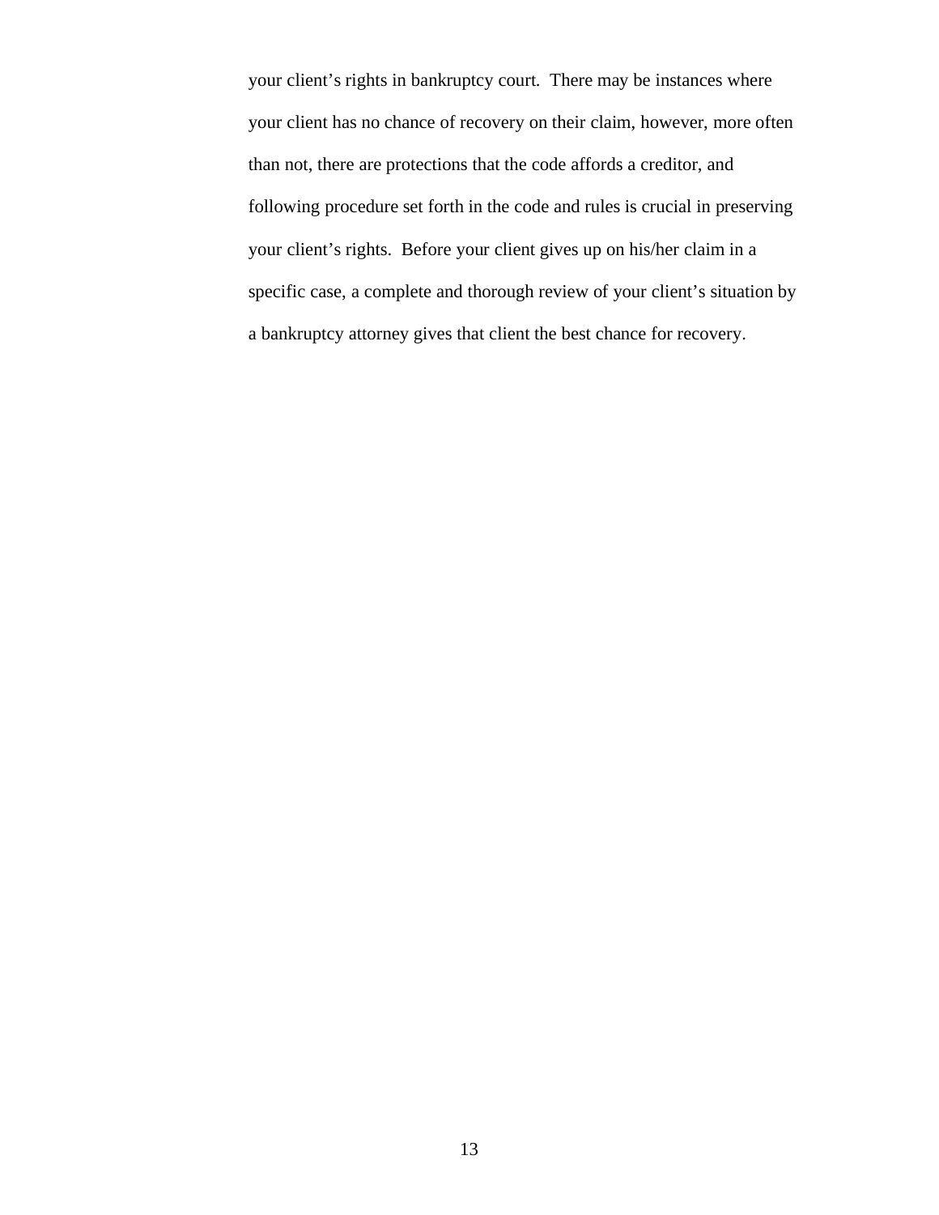your client’s rights in bankruptcy court. There may be instances where your client has no chance of recovery on their claim, however, more often than not, there are protections that the code affords a creditor, and following procedure set forth in the code and rules is crucial in preserving your client’s rights. Before your client gives up on his/her claim in a specific case, a complete and thorough review of your client’s situation by a bankruptcy attorney gives that client the best chance for recovery.